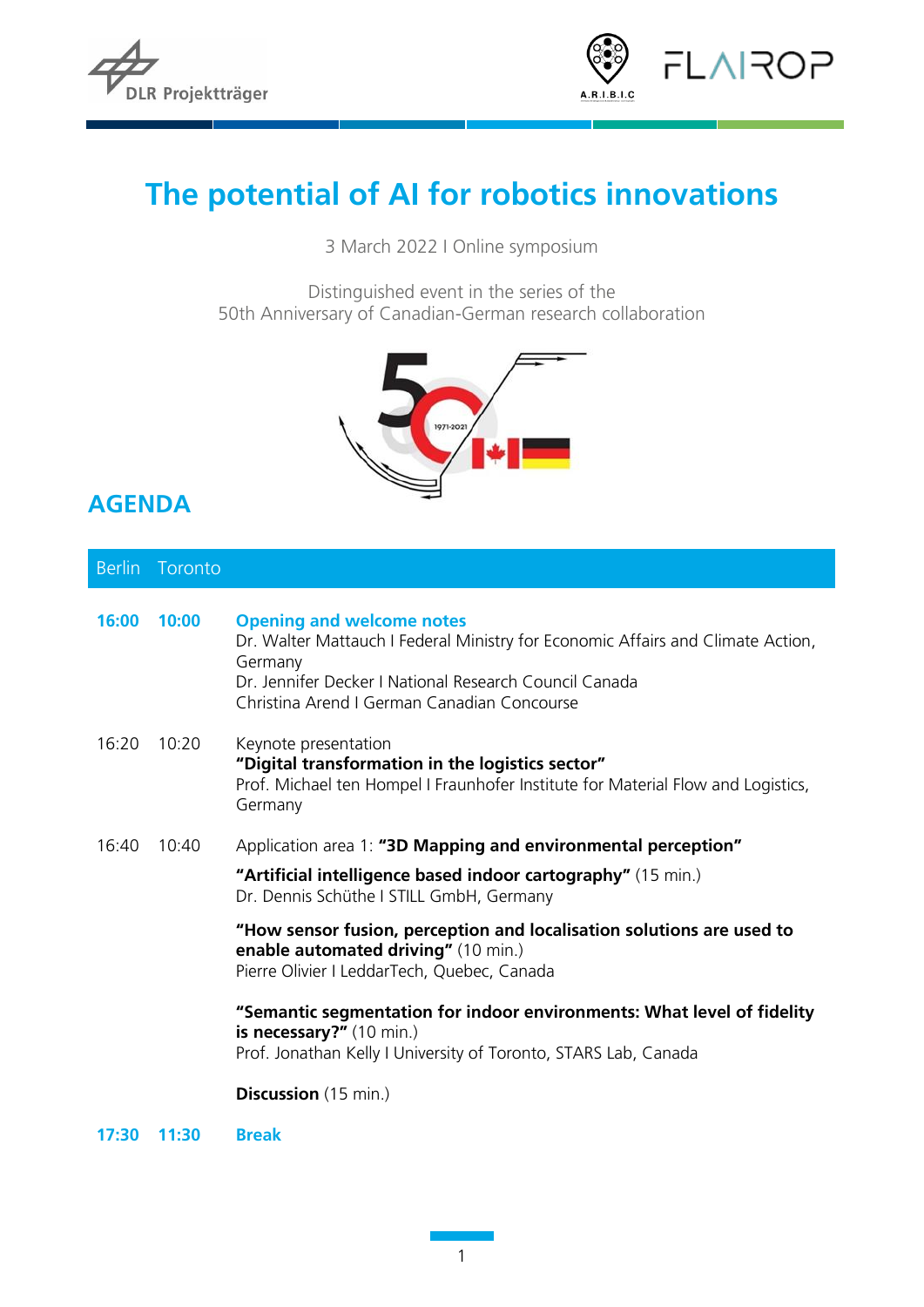# The potential of AI for robotics innovations

3 March 2022 I Online symposium

Distinguished event in the series of the
50th Anniversary of Canadian-German research collaboration

## AGENDA

| Berlin | Toronto | |
|---|---|---|
| **16:00** | **10:00** | **Opening and welcome notes**<br>Dr. Walter Mattauch I Federal Ministry for Economic Affairs and Climate Action, Germany<br>Dr. Jennifer Decker I National Research Council Canada<br>Christina Arend I German Canadian Concourse |
| 16:20 | 10:20 | Keynote presentation<br>**"Digital transformation in the logistics sector"**<br>Prof. Michael ten Hompel I Fraunhofer Institute for Material Flow and Logistics, Germany |
| 16:40 | 10:40 | Application area 1: **"3D Mapping and environmental perception"**<br><br>**"Artificial intelligence based indoor cartography"** (15 min.)<br>Dr. Dennis Schüthe I STILL GmbH, Germany<br><br>**"How sensor fusion, perception and localisation solutions are used to enable automated driving"** (10 min.)<br>Pierre Olivier I LeddarTech, Quebec, Canada<br><br>**"Semantic segmentation for indoor environments: What level of fidelity is necessary?"** (10 min.)<br>Prof. Jonathan Kelly I University of Toronto, STARS Lab, Canada<br><br>**Discussion** (15 min.) |
| **17:30** | **11:30** | **Break** |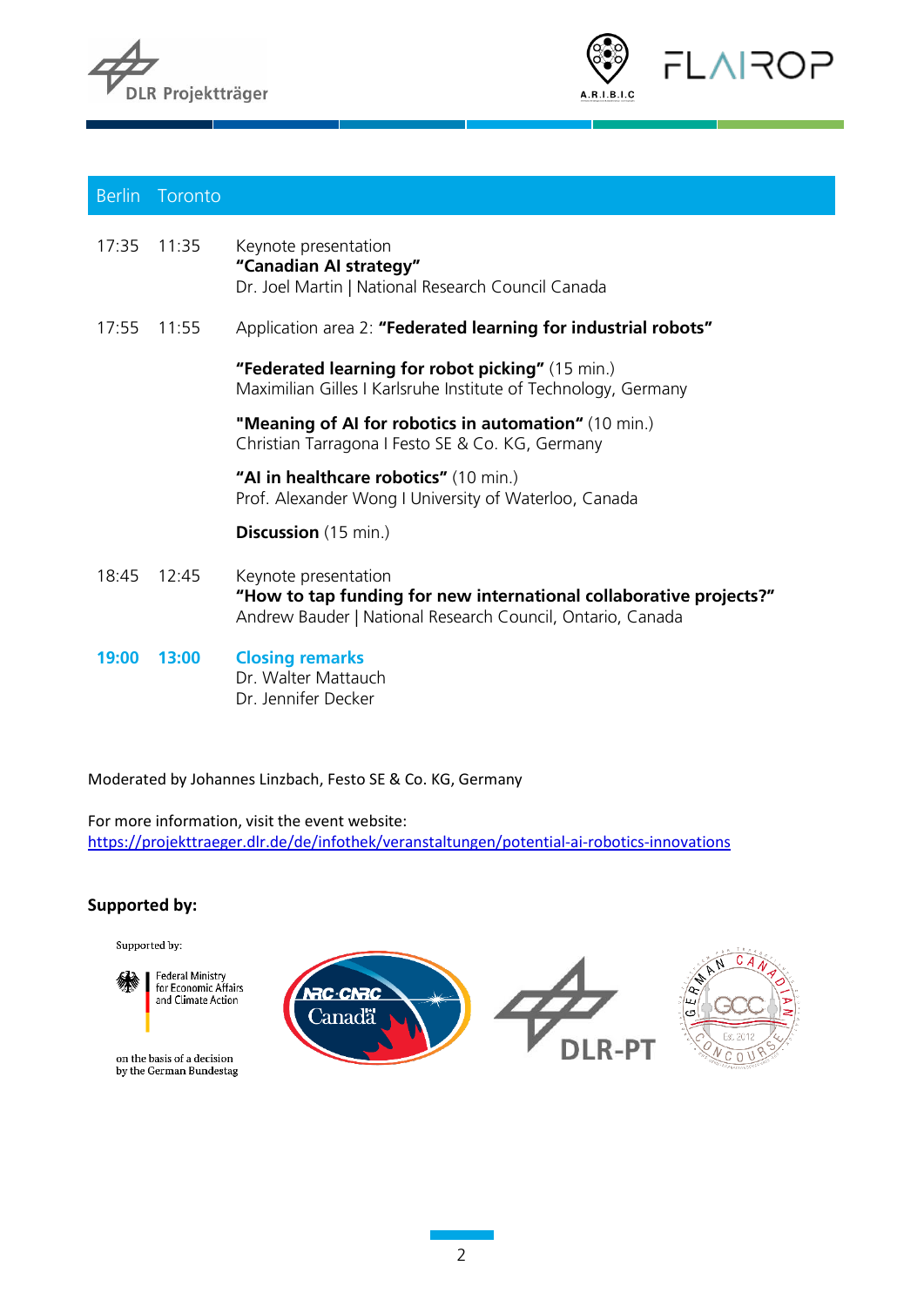| Berlin | Toronto | |
|---|---|---|
| 17:35 | 11:35 | Keynote presentation<br>**“Canadian AI strategy”**<br>Dr. Joel Martin \| National Research Council Canada |
| 17:55 | 11:55 | Application area 2: **“Federated learning for industrial robots”** |
| | | **“Federated learning for robot picking”** (15 min.)<br>Maximilian Gilles I Karlsruhe Institute of Technology, Germany |
| | | **"Meaning of AI for robotics in automation“** (10 min.)<br>Christian Tarragona I Festo SE & Co. KG, Germany |
| | | **“AI in healthcare robotics”** (10 min.)<br>Prof. Alexander Wong I University of Waterloo, Canada |
| | | **Discussion** (15 min.) |
| 18:45 | 12:45 | Keynote presentation<br>**“How to tap funding for new international collaborative projects?”**<br>Andrew Bauder \| National Research Council, Ontario, Canada |
| **19:00** | **13:00** | **Closing remarks**<br>Dr. Walter Mattauch<br>Dr. Jennifer Decker |

Moderated by Johannes Linzbach, Festo SE & Co. KG, Germany

For more information, visit the event website:
https://projekttraeger.dlr.de/de/infothek/veranstaltungen/potential-ai-robotics-innovations

**Supported by:**

Supported by:

Federal Ministry for Economic Affairs and Climate Action

on the basis of a decision by the German Bundestag